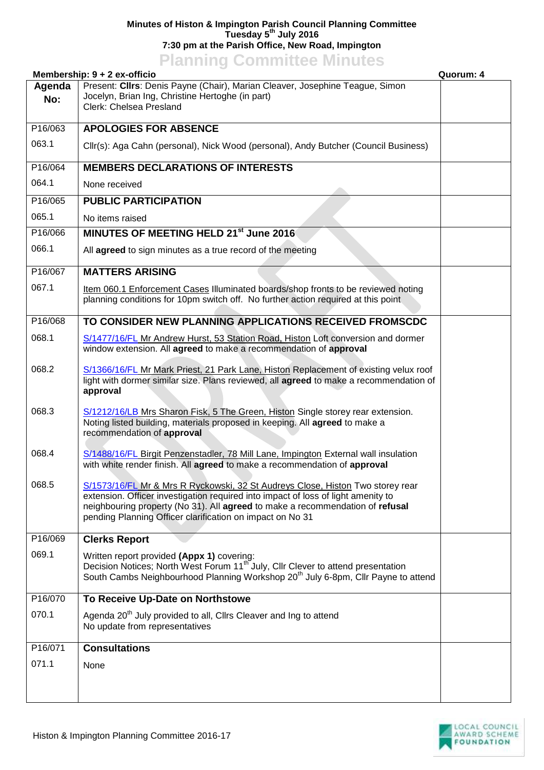**Minutes of Histon & Impington Parish Council Planning Committee**
**Tuesday 5th July 2016**
**7:30 pm at the Parish Office, New Road, Impington**

# Planning Committee Minutes

**Membership: 9 + 2 ex-officio** **Quorum: 4**

| Agenda No: | Present: **Cllrs**: Denis Payne (Chair), Marian Cleaver, Josephine Teague, Simon Jocelyn, Brian Ing, Christine Hertoghe (in part)<br>Clerk: Chelsea Presland | |
|---|---|---|
| P16/063 | **APOLOGIES FOR ABSENCE** | |
| 063.1 | Cllr(s): Aga Cahn (personal), Nick Wood (personal), Andy Butcher (Council Business) | |
| P16/064 | **MEMBERS DECLARATIONS OF INTERESTS** | |
| 064.1 | None received | |
| P16/065 | **PUBLIC PARTICIPATION** | |
| 065.1 | No items raised | |
| P16/066 | **MINUTES OF MEETING HELD 21st June 2016** | |
| 066.1 | All **agreed** to sign minutes as a true record of the meeting | |
| P16/067 | **MATTERS ARISING** | |
| 067.1 | Item 060.1 Enforcement Cases Illuminated boards/shop fronts to be reviewed noting planning conditions for 10pm switch off. No further action required at this point | |
| P16/068 | **TO CONSIDER NEW PLANNING APPLICATIONS RECEIVED FROMSCDC** | |
| 068.1 | S/1477/16/FL Mr Andrew Hurst, 53 Station Road, Histon Loft conversion and dormer window extension. All **agreed** to make a recommendation of **approval** | |
| 068.2 | S/1366/16/FL Mr Mark Priest, 21 Park Lane, Histon Replacement of existing velux roof light with dormer similar size. Plans reviewed, all **agreed** to make a recommendation of **approval** | |
| 068.3 | S/1212/16/LB Mrs Sharon Fisk, 5 The Green, Histon Single storey rear extension. Noting listed building, materials proposed in keeping. All **agreed** to make a recommendation of **approval** | |
| 068.4 | S/1488/16/FL Birgit Penzenstadler, 78 Mill Lane, Impington External wall insulation with white render finish. All **agreed** to make a recommendation of **approval** | |
| 068.5 | S/1573/16/FL Mr & Mrs R Ryckowski, 32 St Audreys Close, Histon Two storey rear extension. Officer investigation required into impact of loss of light amenity to neighbouring property (No 31). All **agreed** to make a recommendation of **refusal** pending Planning Officer clarification on impact on No 31 | |
| P16/069 | **Clerks Report** | |
| 069.1 | Written report provided **(Appx 1)** covering:<br>Decision Notices; North West Forum 11th July, Cllr Clever to attend presentation<br>South Cambs Neighbourhood Planning Workshop 20th July 6-8pm, Cllr Payne to attend | |
| P16/070 | **To Receive Up-Date on Northstowe** | |
| 070.1 | Agenda 20th July provided to all, Cllrs Cleaver and Ing to attend<br>No update from representatives | |
| P16/071 | **Consultations** | |
| 071.1 | None | |

Histon & Impington Planning Committee 2016-17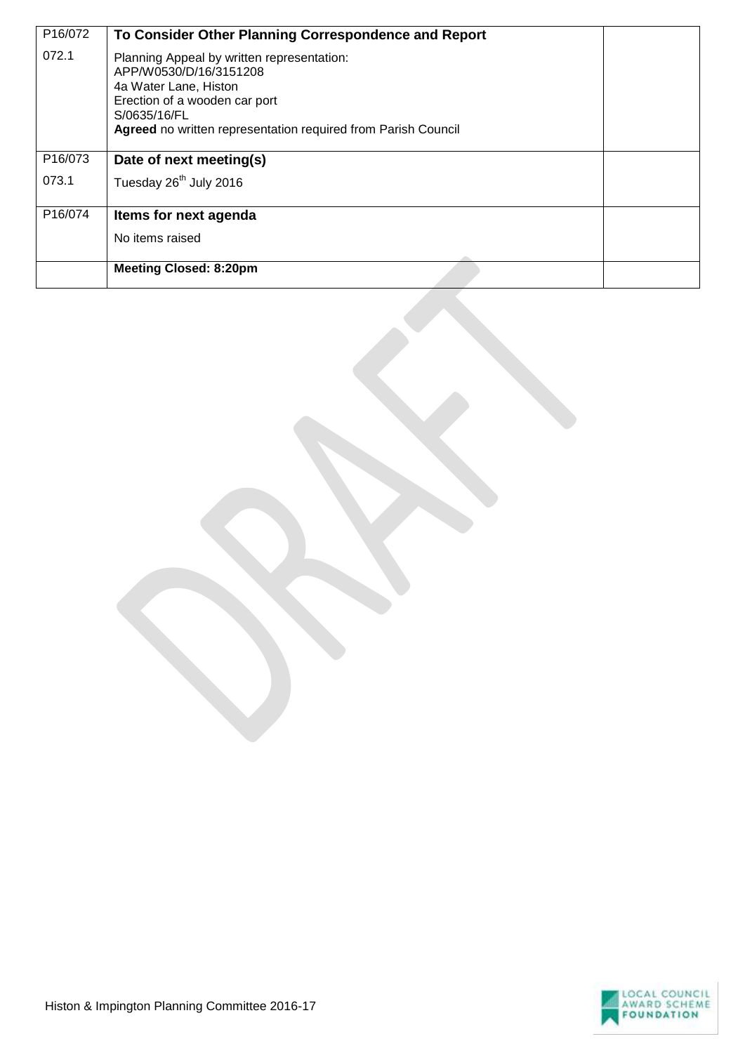| | | |
|---|---|---|
| P16/072 | **To Consider Other Planning Correspondence and Report** | |
| 072.1 | Planning Appeal by written representation:<br>APP/W0530/D/16/3151208<br>4a Water Lane, Histon<br>Erection of a wooden car port<br>S/0635/16/FL<br>**Agreed** no written representation required from Parish Council | |
| P16/073 | **Date of next meeting(s)** | |
| 073.1 | Tuesday 26th July 2016 | |
| P16/074 | **Items for next agenda**<br><br>No items raised | |
| | **Meeting Closed: 8:20pm** | |

DRAFT